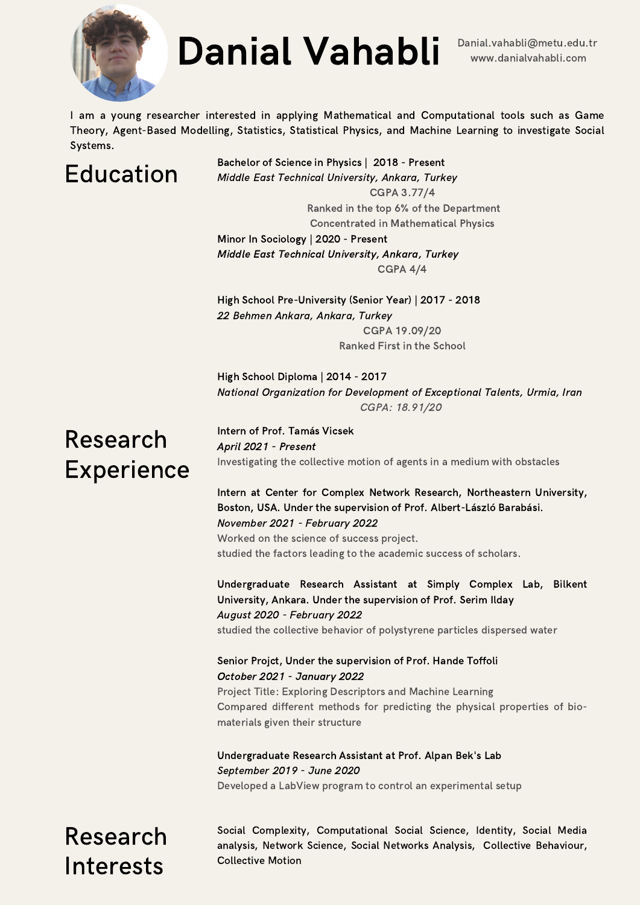# Danial Vahabli

Danial.vahabli@metu.edu.tr
www.danialvahabli.com

I am a young researcher interested in applying Mathematical and Computational tools such as Game Theory, Agent-Based Modelling, Statistics, Statistical Physics, and Machine Learning to investigate Social Systems.

## Education

Bachelor of Science in Physics | 2018 - Present
*Middle East Technical University, Ankara, Turkey*
CGPA 3.77/4
Ranked in the top 6% of the Department
Concentrated in Mathematical Physics

Minor In Sociology | 2020 - Present
*Middle East Technical University, Ankara, Turkey*
CGPA 4/4

High School Pre-University (Senior Year) | 2017 - 2018
*22 Behmen Ankara, Ankara, Turkey*
CGPA 19.09/20
Ranked First in the School

High School Diploma | 2014 - 2017
*National Organization for Development of Exceptional Talents, Urmia, Iran*
*CGPA: 18.91/20*

## Research Experience

Intern of Prof. Tamás Vicsek
*April 2021 - Present*
Investigating the collective motion of agents in a medium with obstacles

Intern at Center for Complex Network Research, Northeastern University, Boston, USA. Under the supervision of Prof. Albert-László Barabási.
*November 2021 - February 2022*
Worked on the science of success project.
studied the factors leading to the academic success of scholars.

Undergraduate Research Assistant at Simply Complex Lab, Bilkent University, Ankara. Under the supervision of Prof. Serim Ilday
*August 2020 - February 2022*
studied the collective behavior of polystyrene particles dispersed water

Senior Projct, Under the supervision of Prof. Hande Toffoli
*October 2021 - January 2022*
Project Title: Exploring Descriptors and Machine Learning
Compared different methods for predicting the physical properties of bio-materials given their structure

Undergraduate Research Assistant at Prof. Alpan Bek's Lab
*September 2019 - June 2020*
Developed a LabView program to control an experimental setup

## Research Interests

Social Complexity, Computational Social Science, Identity, Social Media analysis, Network Science, Social Networks Analysis, Collective Behaviour, Collective Motion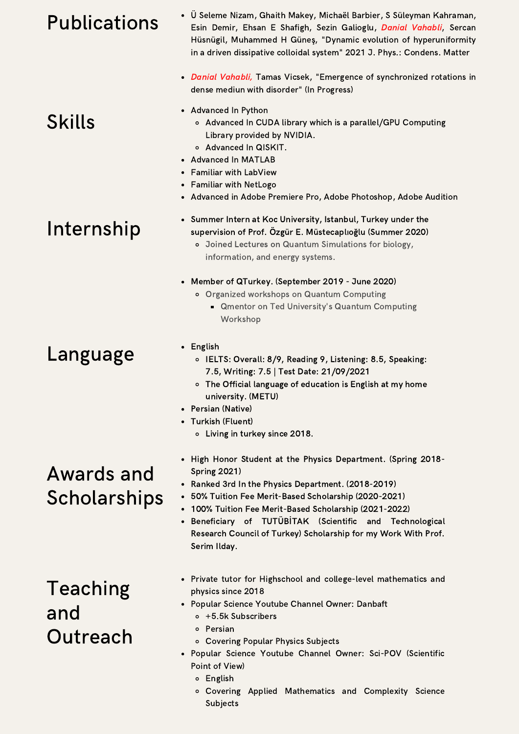## Publications

- Ü Seleme Nizam, Ghaith Makey, Michaël Barbier, S Süleyman Kahraman, Esin Demir, Ehsan E Shafigh, Sezin Galioglu, *Danial Vahabli*, Sercan Hüsnügil, Muhammed H Güneş, "Dynamic evolution of hyperuniformity in a driven dissipative colloidal system" 2021 J. Phys.: Condens. Matter
- *Danial Vahabli,* Tamas Vicsek, "Emergence of synchronized rotations in dense mediun with disorder" (In Progress)

## Skills

- Advanced In Python
  - Advanced In CUDA library which is a parallel/GPU Computing Library provided by NVIDIA.
  - Advanced In QISKIT.
- Advanced In MATLAB
- Familiar with LabView
- Familiar with NetLogo
- Advanced in Adobe Premiere Pro, Adobe Photoshop, Adobe Audition

## Internship

- Summer Intern at Koc University, Istanbul, Turkey under the supervision of Prof. Özgür E. Müstecaplıoğlu (Summer 2020)
  - Joined Lectures on Quantum Simulations for biology, information, and energy systems.
- Member of QTurkey. (September 2019 - June 2020)
  - Organized workshops on Quantum Computing
    - Qmentor on Ted University's Quantum Computing Workshop

## Language

- English
  - IELTS: Overall: 8/9, Reading 9, Listening: 8.5, Speaking: 7.5, Writing: 7.5 | Test Date: 21/09/2021
  - The Official language of education is English at my home university. (METU)
- Persian (Native)
- Turkish (Fluent)
  - Living in turkey since 2018.

## Awards and Scholarships

- High Honor Student at the Physics Department. (Spring 2018-Spring 2021)
- Ranked 3rd In the Physics Department. (2018-2019)
- 50% Tuition Fee Merit-Based Scholarship (2020-2021)
- 100% Tuition Fee Merit-Based Scholarship (2021-2022)
- Beneficiary of TUTÜBİTAK (Scientific and Technological Research Council of Turkey) Scholarship for my Work With Prof. Serim Ilday.

## Teaching and Outreach

- Private tutor for Highschool and college-level mathematics and physics since 2018
- Popular Science Youtube Channel Owner: Danbaft
  - +5.5k Subscribers
  - Persian
  - Covering Popular Physics Subjects
- Popular Science Youtube Channel Owner: Sci-POV (Scientific Point of View)
  - English
  - Covering Applied Mathematics and Complexity Science Subjects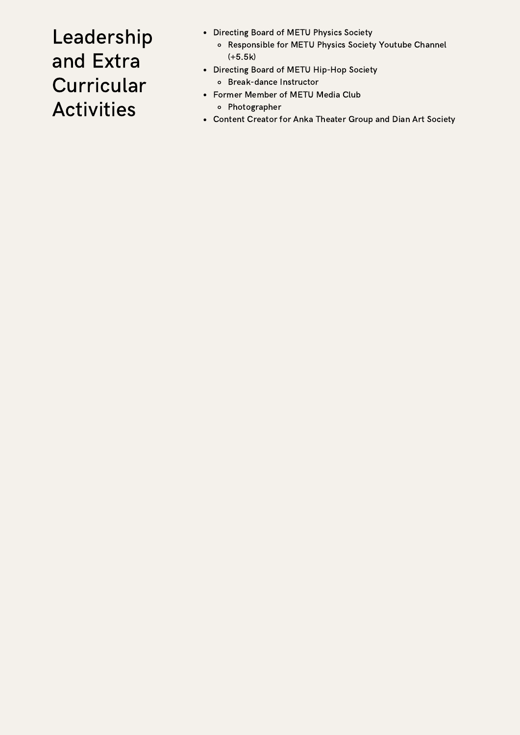## Leadership and Extra Curricular Activities

- Directing Board of METU Physics Society
    - Responsible for METU Physics Society Youtube Channel (+5.5k)
- Directing Board of METU Hip-Hop Society
    - Break-dance Instructor
- Former Member of METU Media Club
    - Photographer
- Content Creator for Anka Theater Group and Dian Art Society